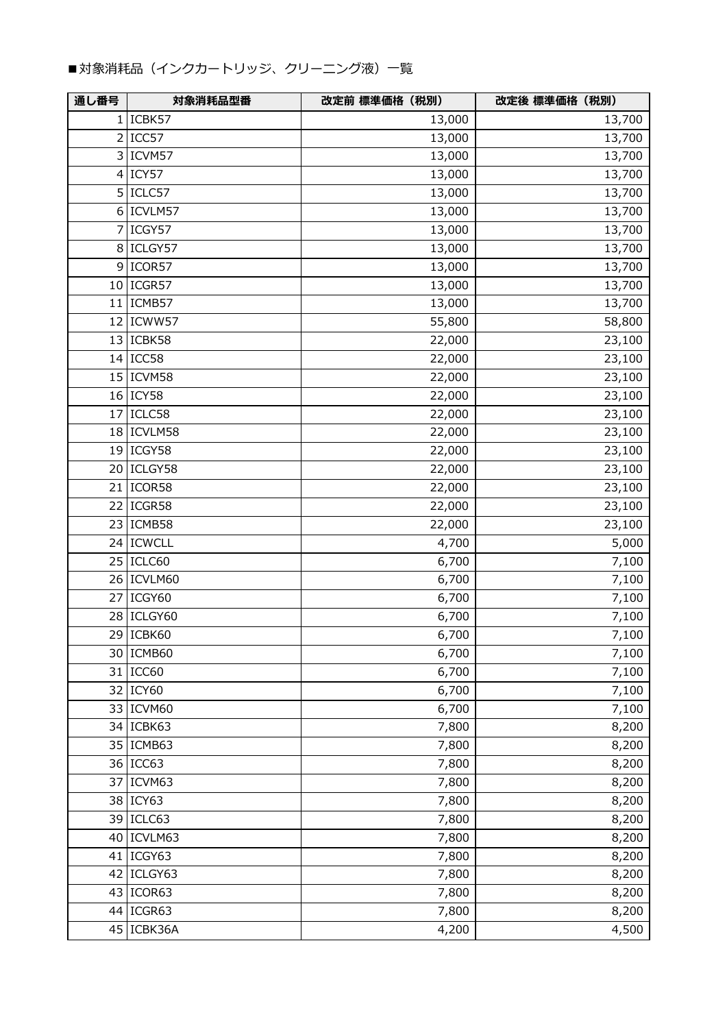■対象消耗品（インクカートリッジ、クリーニング液）一覧

| 通し番号 | 対象消耗品型番 | 改定前 標準価格（税別） | 改定後 標準価格（税別） |
|---|---|---|---|
| 1 | ICBK57 | 13,000 | 13,700 |
| 2 | ICC57 | 13,000 | 13,700 |
| 3 | ICVM57 | 13,000 | 13,700 |
| 4 | ICY57 | 13,000 | 13,700 |
| 5 | ICLC57 | 13,000 | 13,700 |
| 6 | ICVLM57 | 13,000 | 13,700 |
| 7 | ICGY57 | 13,000 | 13,700 |
| 8 | ICLGY57 | 13,000 | 13,700 |
| 9 | ICOR57 | 13,000 | 13,700 |
| 10 | ICGR57 | 13,000 | 13,700 |
| 11 | ICMB57 | 13,000 | 13,700 |
| 12 | ICWW57 | 55,800 | 58,800 |
| 13 | ICBK58 | 22,000 | 23,100 |
| 14 | ICC58 | 22,000 | 23,100 |
| 15 | ICVM58 | 22,000 | 23,100 |
| 16 | ICY58 | 22,000 | 23,100 |
| 17 | ICLC58 | 22,000 | 23,100 |
| 18 | ICVLM58 | 22,000 | 23,100 |
| 19 | ICGY58 | 22,000 | 23,100 |
| 20 | ICLGY58 | 22,000 | 23,100 |
| 21 | ICOR58 | 22,000 | 23,100 |
| 22 | ICGR58 | 22,000 | 23,100 |
| 23 | ICMB58 | 22,000 | 23,100 |
| 24 | ICWCLL | 4,700 | 5,000 |
| 25 | ICLC60 | 6,700 | 7,100 |
| 26 | ICVLM60 | 6,700 | 7,100 |
| 27 | ICGY60 | 6,700 | 7,100 |
| 28 | ICLGY60 | 6,700 | 7,100 |
| 29 | ICBK60 | 6,700 | 7,100 |
| 30 | ICMB60 | 6,700 | 7,100 |
| 31 | ICC60 | 6,700 | 7,100 |
| 32 | ICY60 | 6,700 | 7,100 |
| 33 | ICVM60 | 6,700 | 7,100 |
| 34 | ICBK63 | 7,800 | 8,200 |
| 35 | ICMB63 | 7,800 | 8,200 |
| 36 | ICC63 | 7,800 | 8,200 |
| 37 | ICVM63 | 7,800 | 8,200 |
| 38 | ICY63 | 7,800 | 8,200 |
| 39 | ICLC63 | 7,800 | 8,200 |
| 40 | ICVLM63 | 7,800 | 8,200 |
| 41 | ICGY63 | 7,800 | 8,200 |
| 42 | ICLGY63 | 7,800 | 8,200 |
| 43 | ICOR63 | 7,800 | 8,200 |
| 44 | ICGR63 | 7,800 | 8,200 |
| 45 | ICBK36A | 4,200 | 4,500 |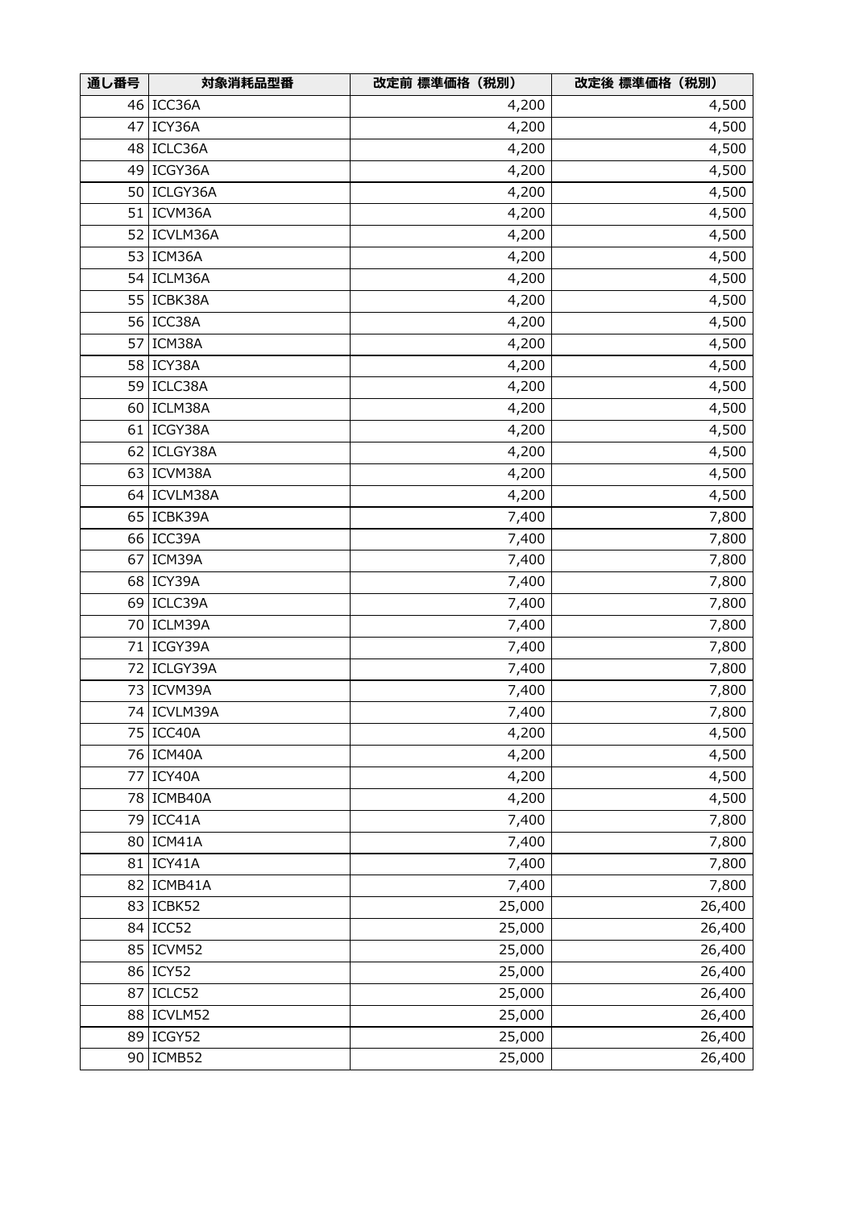| 通し番号 | 対象消耗品型番 | 改定前 標準価格（税別） | 改定後 標準価格（税別） |
|---|---|---|---|
| 46 | ICC36A | 4,200 | 4,500 |
| 47 | ICY36A | 4,200 | 4,500 |
| 48 | ICLC36A | 4,200 | 4,500 |
| 49 | ICGY36A | 4,200 | 4,500 |
| 50 | ICLGY36A | 4,200 | 4,500 |
| 51 | ICVM36A | 4,200 | 4,500 |
| 52 | ICVLM36A | 4,200 | 4,500 |
| 53 | ICM36A | 4,200 | 4,500 |
| 54 | ICLM36A | 4,200 | 4,500 |
| 55 | ICBK38A | 4,200 | 4,500 |
| 56 | ICC38A | 4,200 | 4,500 |
| 57 | ICM38A | 4,200 | 4,500 |
| 58 | ICY38A | 4,200 | 4,500 |
| 59 | ICLC38A | 4,200 | 4,500 |
| 60 | ICLM38A | 4,200 | 4,500 |
| 61 | ICGY38A | 4,200 | 4,500 |
| 62 | ICLGY38A | 4,200 | 4,500 |
| 63 | ICVM38A | 4,200 | 4,500 |
| 64 | ICVLM38A | 4,200 | 4,500 |
| 65 | ICBK39A | 7,400 | 7,800 |
| 66 | ICC39A | 7,400 | 7,800 |
| 67 | ICM39A | 7,400 | 7,800 |
| 68 | ICY39A | 7,400 | 7,800 |
| 69 | ICLC39A | 7,400 | 7,800 |
| 70 | ICLM39A | 7,400 | 7,800 |
| 71 | ICGY39A | 7,400 | 7,800 |
| 72 | ICLGY39A | 7,400 | 7,800 |
| 73 | ICVM39A | 7,400 | 7,800 |
| 74 | ICVLM39A | 7,400 | 7,800 |
| 75 | ICC40A | 4,200 | 4,500 |
| 76 | ICM40A | 4,200 | 4,500 |
| 77 | ICY40A | 4,200 | 4,500 |
| 78 | ICMB40A | 4,200 | 4,500 |
| 79 | ICC41A | 7,400 | 7,800 |
| 80 | ICM41A | 7,400 | 7,800 |
| 81 | ICY41A | 7,400 | 7,800 |
| 82 | ICMB41A | 7,400 | 7,800 |
| 83 | ICBK52 | 25,000 | 26,400 |
| 84 | ICC52 | 25,000 | 26,400 |
| 85 | ICVM52 | 25,000 | 26,400 |
| 86 | ICY52 | 25,000 | 26,400 |
| 87 | ICLC52 | 25,000 | 26,400 |
| 88 | ICVLM52 | 25,000 | 26,400 |
| 89 | ICGY52 | 25,000 | 26,400 |
| 90 | ICMB52 | 25,000 | 26,400 |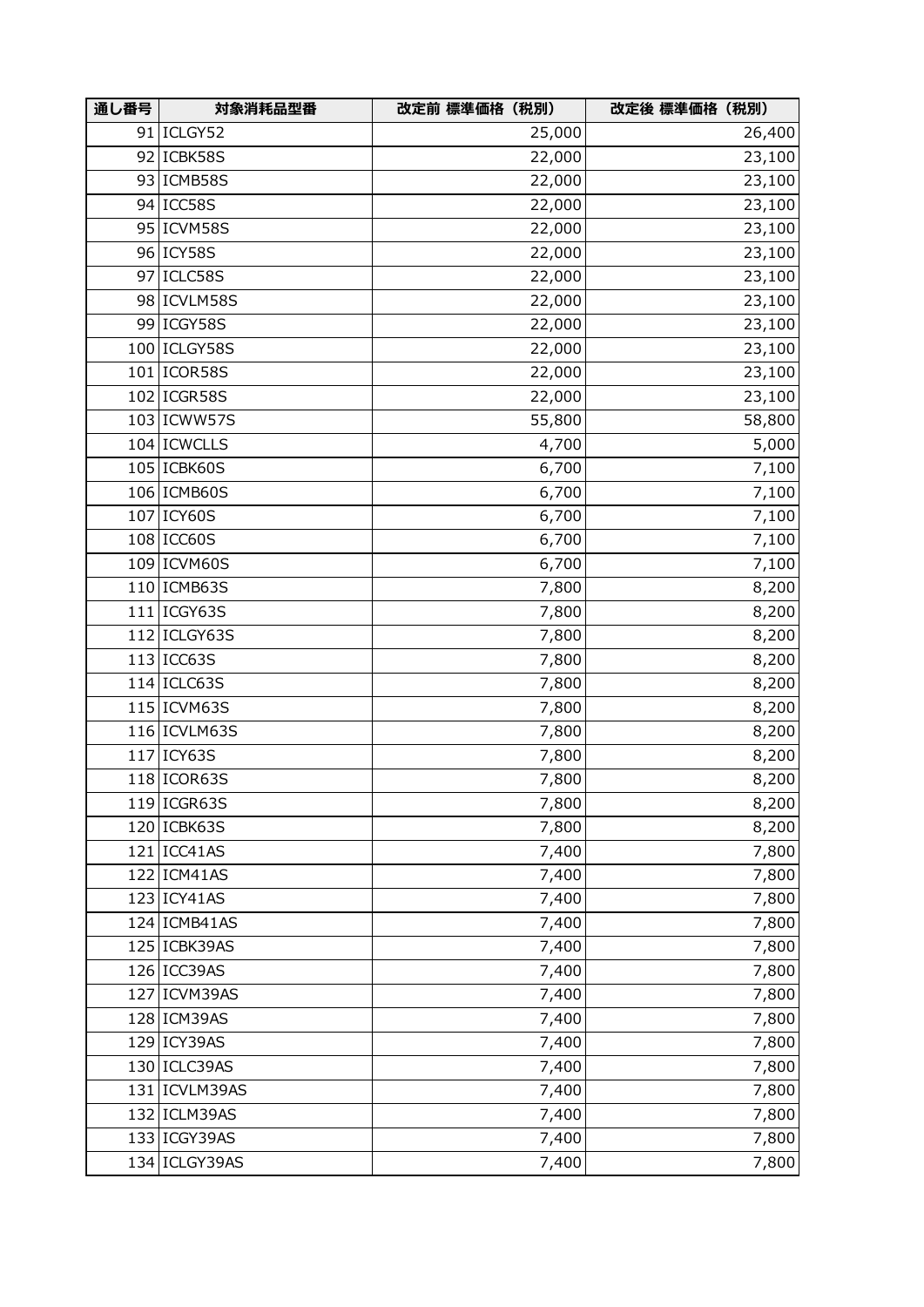| 通し番号 | 対象消耗品型番 | 改定前 標準価格（税別） | 改定後 標準価格（税別） |
|---|---|---|---|
| 91 | ICLGY52 | 25,000 | 26,400 |
| 92 | ICBK58S | 22,000 | 23,100 |
| 93 | ICMB58S | 22,000 | 23,100 |
| 94 | ICC58S | 22,000 | 23,100 |
| 95 | ICVM58S | 22,000 | 23,100 |
| 96 | ICY58S | 22,000 | 23,100 |
| 97 | ICLC58S | 22,000 | 23,100 |
| 98 | ICVLM58S | 22,000 | 23,100 |
| 99 | ICGY58S | 22,000 | 23,100 |
| 100 | ICLGY58S | 22,000 | 23,100 |
| 101 | ICOR58S | 22,000 | 23,100 |
| 102 | ICGR58S | 22,000 | 23,100 |
| 103 | ICWW57S | 55,800 | 58,800 |
| 104 | ICWCLLS | 4,700 | 5,000 |
| 105 | ICBK60S | 6,700 | 7,100 |
| 106 | ICMB60S | 6,700 | 7,100 |
| 107 | ICY60S | 6,700 | 7,100 |
| 108 | ICC60S | 6,700 | 7,100 |
| 109 | ICVM60S | 6,700 | 7,100 |
| 110 | ICMB63S | 7,800 | 8,200 |
| 111 | ICGY63S | 7,800 | 8,200 |
| 112 | ICLGY63S | 7,800 | 8,200 |
| 113 | ICC63S | 7,800 | 8,200 |
| 114 | ICLC63S | 7,800 | 8,200 |
| 115 | ICVM63S | 7,800 | 8,200 |
| 116 | ICVLM63S | 7,800 | 8,200 |
| 117 | ICY63S | 7,800 | 8,200 |
| 118 | ICOR63S | 7,800 | 8,200 |
| 119 | ICGR63S | 7,800 | 8,200 |
| 120 | ICBK63S | 7,800 | 8,200 |
| 121 | ICC41AS | 7,400 | 7,800 |
| 122 | ICM41AS | 7,400 | 7,800 |
| 123 | ICY41AS | 7,400 | 7,800 |
| 124 | ICMB41AS | 7,400 | 7,800 |
| 125 | ICBK39AS | 7,400 | 7,800 |
| 126 | ICC39AS | 7,400 | 7,800 |
| 127 | ICVM39AS | 7,400 | 7,800 |
| 128 | ICM39AS | 7,400 | 7,800 |
| 129 | ICY39AS | 7,400 | 7,800 |
| 130 | ICLC39AS | 7,400 | 7,800 |
| 131 | ICVLM39AS | 7,400 | 7,800 |
| 132 | ICLM39AS | 7,400 | 7,800 |
| 133 | ICGY39AS | 7,400 | 7,800 |
| 134 | ICLGY39AS | 7,400 | 7,800 |